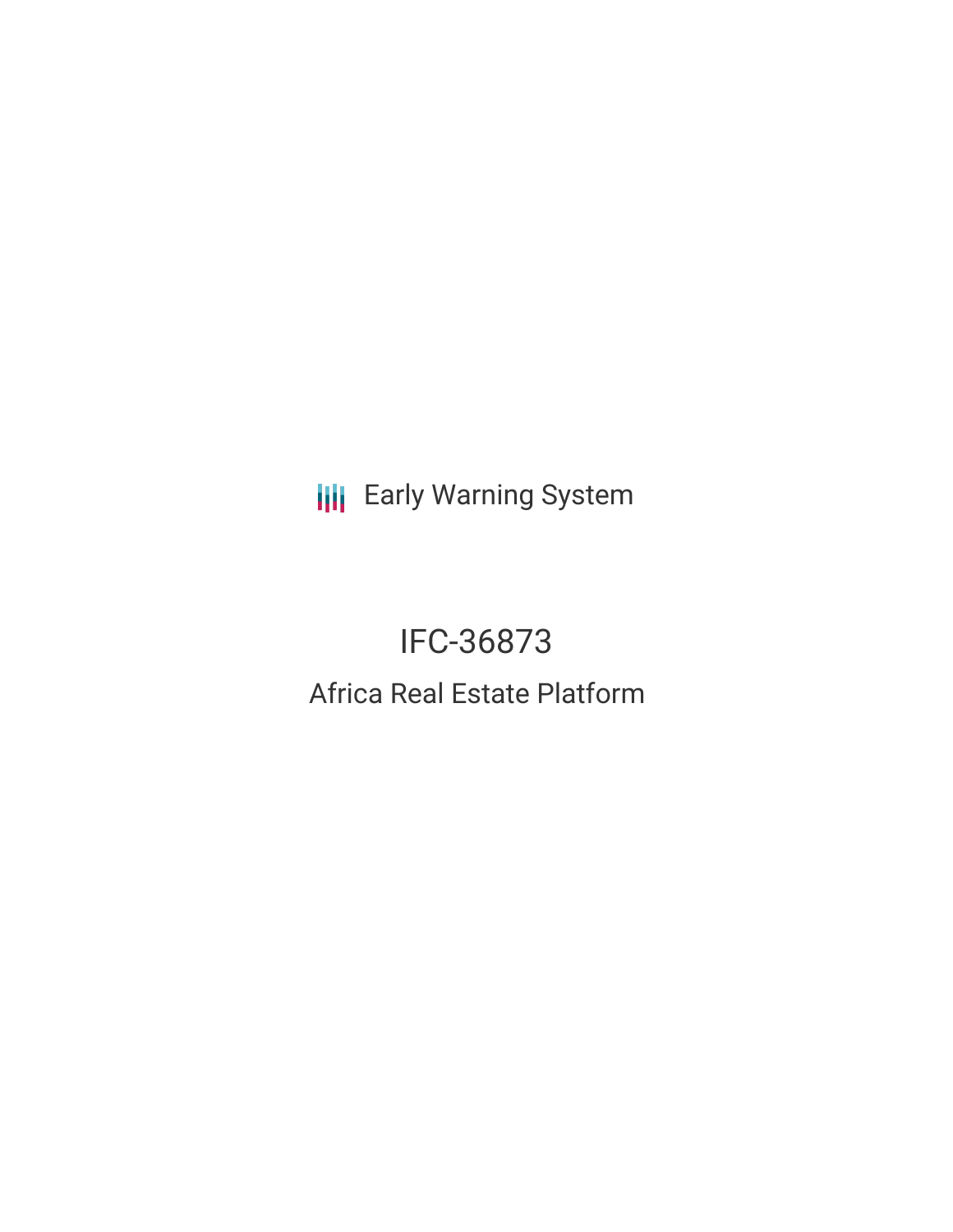Early Warning System

# IFC-36873

## Africa Real Estate Platform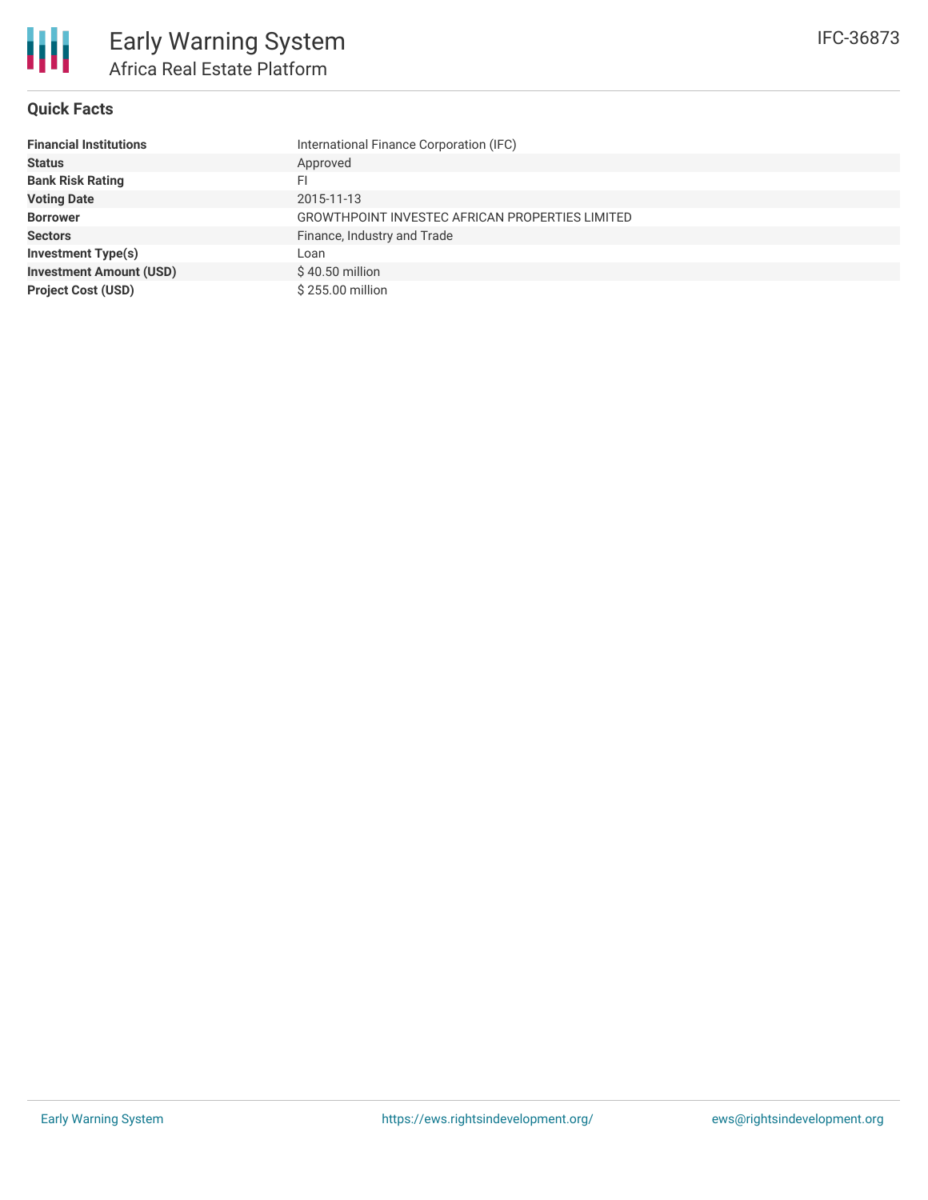# Early Warning System

## Africa Real Estate Platform

IFC-36873

### Quick Facts

| | |
|---|---|
| **Financial Institutions** | International Finance Corporation (IFC) |
| **Status** | Approved |
| **Bank Risk Rating** | FI |
| **Voting Date** | 2015-11-13 |
| **Borrower** | GROWTHPOINT INVESTEC AFRICAN PROPERTIES LIMITED |
| **Sectors** | Finance, Industry and Trade |
| **Investment Type(s)** | Loan |
| **Investment Amount (USD)** | $ 40.50 million |
| **Project Cost (USD)** | $ 255.00 million |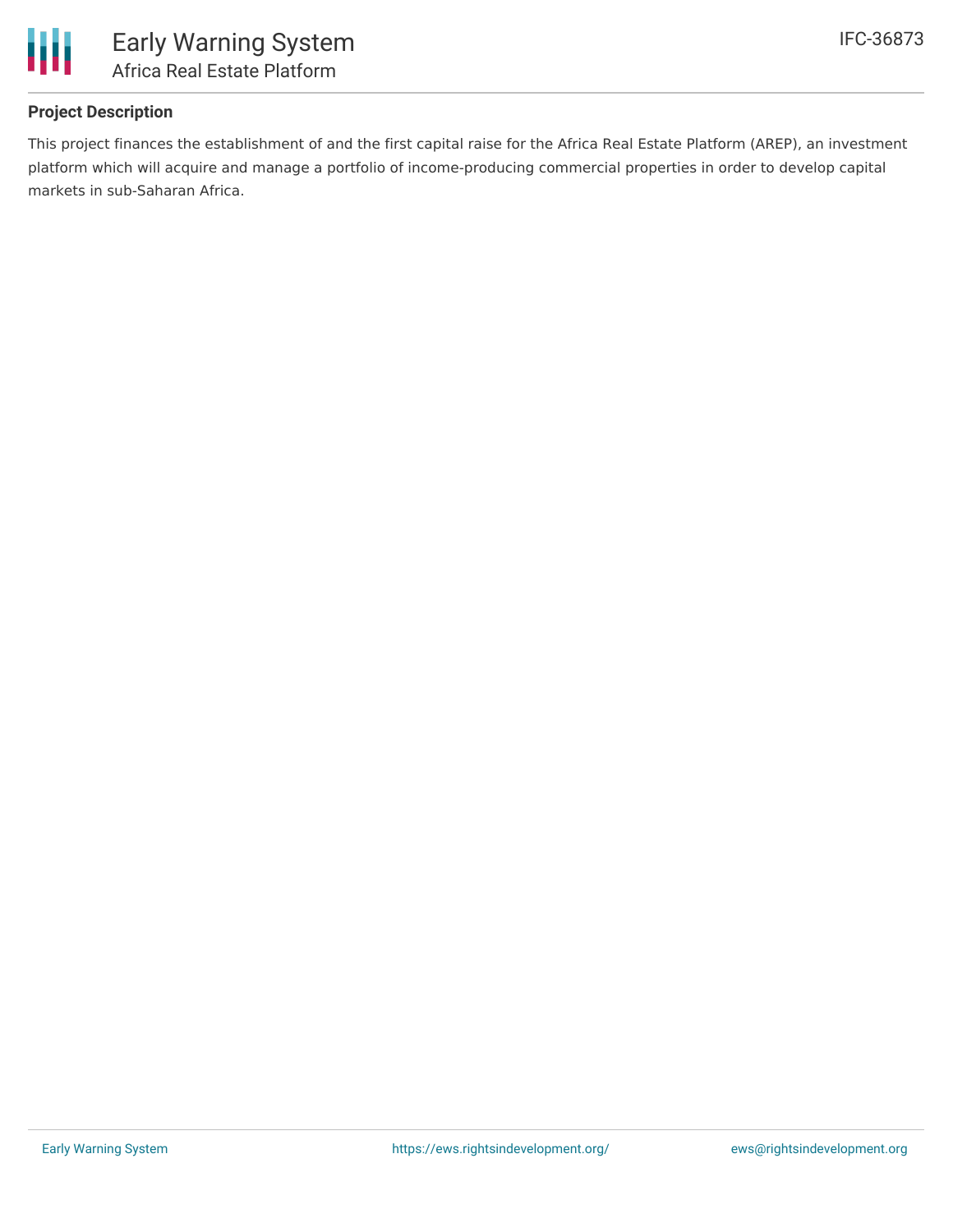## Project Description

This project finances the establishment of and the first capital raise for the Africa Real Estate Platform (AREP), an investment platform which will acquire and manage a portfolio of income-producing commercial properties in order to develop capital markets in sub-Saharan Africa.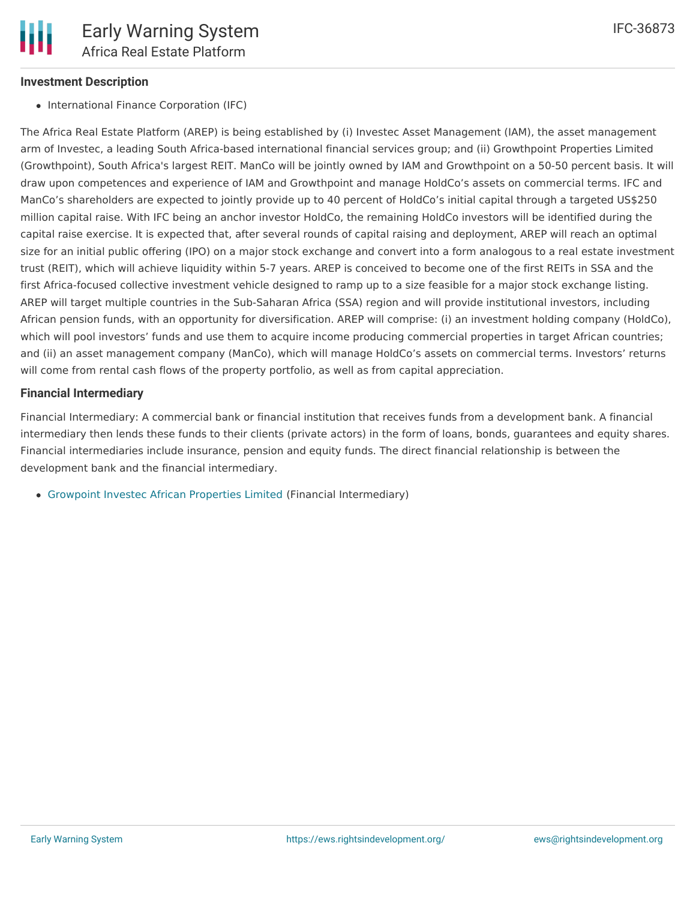### Investment Description

- International Finance Corporation (IFC)

The Africa Real Estate Platform (AREP) is being established by (i) Investec Asset Management (IAM), the asset management arm of Investec, a leading South Africa-based international financial services group; and (ii) Growthpoint Properties Limited (Growthpoint), South Africa's largest REIT. ManCo will be jointly owned by IAM and Growthpoint on a 50-50 percent basis. It will draw upon competences and experience of IAM and Growthpoint and manage HoldCo's assets on commercial terms. IFC and ManCo's shareholders are expected to jointly provide up to 40 percent of HoldCo's initial capital through a targeted US$250 million capital raise. With IFC being an anchor investor HoldCo, the remaining HoldCo investors will be identified during the capital raise exercise. It is expected that, after several rounds of capital raising and deployment, AREP will reach an optimal size for an initial public offering (IPO) on a major stock exchange and convert into a form analogous to a real estate investment trust (REIT), which will achieve liquidity within 5-7 years. AREP is conceived to become one of the first REITs in SSA and the first Africa-focused collective investment vehicle designed to ramp up to a size feasible for a major stock exchange listing. AREP will target multiple countries in the Sub-Saharan Africa (SSA) region and will provide institutional investors, including African pension funds, with an opportunity for diversification. AREP will comprise: (i) an investment holding company (HoldCo), which will pool investors' funds and use them to acquire income producing commercial properties in target African countries; and (ii) an asset management company (ManCo), which will manage HoldCo's assets on commercial terms. Investors' returns will come from rental cash flows of the property portfolio, as well as from capital appreciation.

### Financial Intermediary

Financial Intermediary: A commercial bank or financial institution that receives funds from a development bank. A financial intermediary then lends these funds to their clients (private actors) in the form of loans, bonds, guarantees and equity shares. Financial intermediaries include insurance, pension and equity funds. The direct financial relationship is between the development bank and the financial intermediary.

- Growpoint Investec African Properties Limited (Financial Intermediary)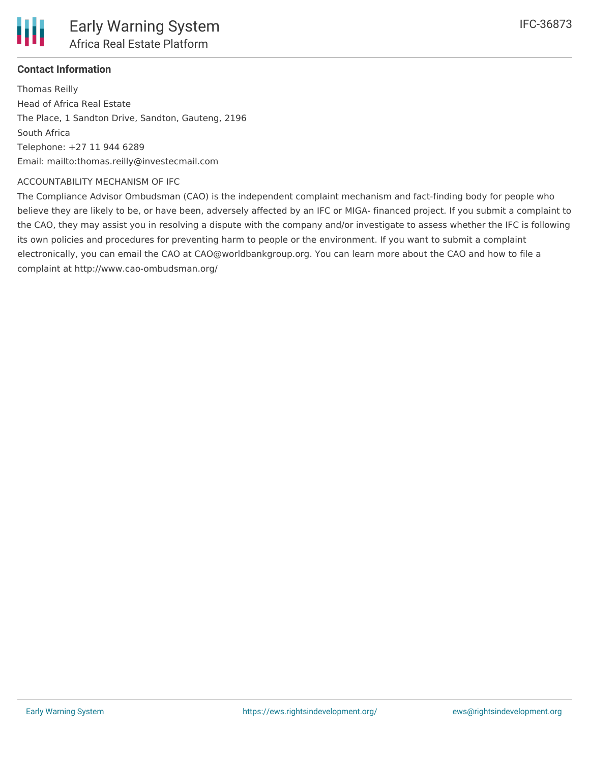**Contact Information**

Thomas Reilly
Head of Africa Real Estate
The Place, 1 Sandton Drive, Sandton, Gauteng, 2196
South Africa
Telephone: +27 11 944 6289
Email: mailto:thomas.reilly@investecmail.com

ACCOUNTABILITY MECHANISM OF IFC

The Compliance Advisor Ombudsman (CAO) is the independent complaint mechanism and fact-finding body for people who believe they are likely to be, or have been, adversely affected by an IFC or MIGA- financed project. If you submit a complaint to the CAO, they may assist you in resolving a dispute with the company and/or investigate to assess whether the IFC is following its own policies and procedures for preventing harm to people or the environment. If you want to submit a complaint electronically, you can email the CAO at CAO@worldbankgroup.org. You can learn more about the CAO and how to file a complaint at http://www.cao-ombudsman.org/